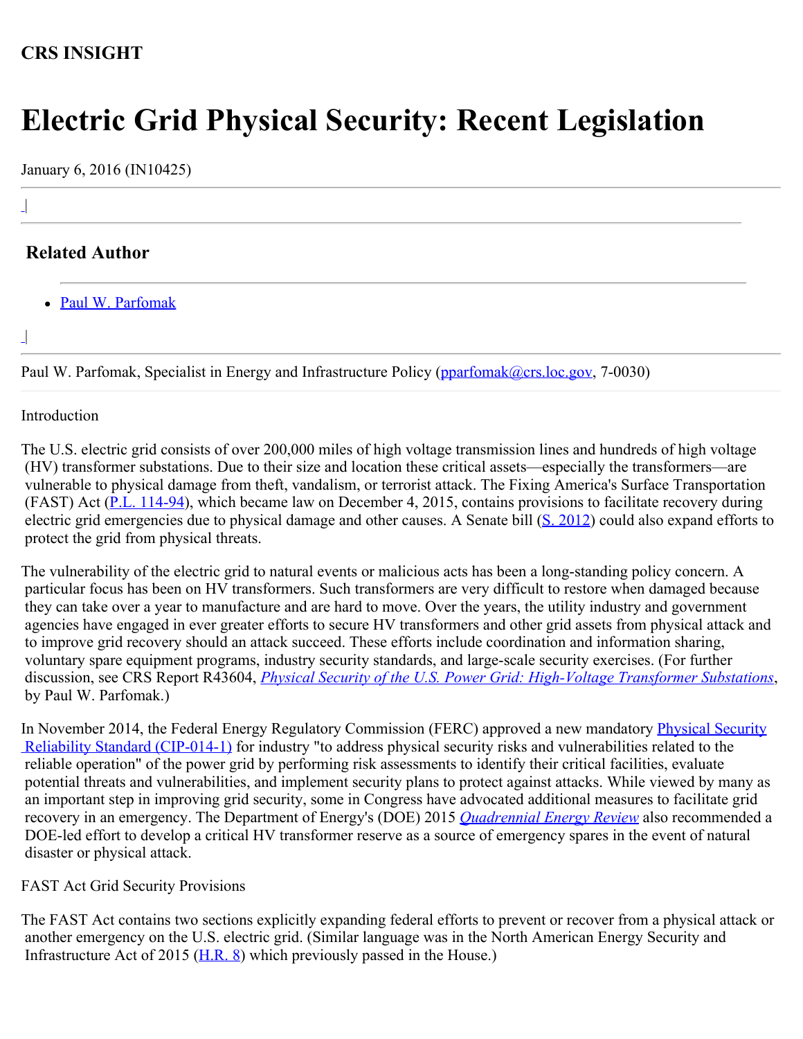**CRS INSIGHT**

# Electric Grid Physical Security: Recent Legislation

January 6, 2016 (IN10425)

## Related Author

- Paul W. Parfomak

Paul W. Parfomak, Specialist in Energy and Infrastructure Policy (pparfomak@crs.loc.gov, 7-0030)

Introduction

The U.S. electric grid consists of over 200,000 miles of high voltage transmission lines and hundreds of high voltage (HV) transformer substations. Due to their size and location these critical assets—especially the transformers—are vulnerable to physical damage from theft, vandalism, or terrorist attack. The Fixing America's Surface Transportation (FAST) Act (P.L. 114-94), which became law on December 4, 2015, contains provisions to facilitate recovery during electric grid emergencies due to physical damage and other causes. A Senate bill (S. 2012) could also expand efforts to protect the grid from physical threats.

The vulnerability of the electric grid to natural events or malicious acts has been a long-standing policy concern. A particular focus has been on HV transformers. Such transformers are very difficult to restore when damaged because they can take over a year to manufacture and are hard to move. Over the years, the utility industry and government agencies have engaged in ever greater efforts to secure HV transformers and other grid assets from physical attack and to improve grid recovery should an attack succeed. These efforts include coordination and information sharing, voluntary spare equipment programs, industry security standards, and large-scale security exercises. (For further discussion, see CRS Report R43604, *Physical Security of the U.S. Power Grid: High-Voltage Transformer Substations*, by Paul W. Parfomak.)

In November 2014, the Federal Energy Regulatory Commission (FERC) approved a new mandatory Physical Security Reliability Standard (CIP-014-1) for industry "to address physical security risks and vulnerabilities related to the reliable operation" of the power grid by performing risk assessments to identify their critical facilities, evaluate potential threats and vulnerabilities, and implement security plans to protect against attacks. While viewed by many as an important step in improving grid security, some in Congress have advocated additional measures to facilitate grid recovery in an emergency. The Department of Energy's (DOE) 2015 *Quadrennial Energy Review* also recommended a DOE-led effort to develop a critical HV transformer reserve as a source of emergency spares in the event of natural disaster or physical attack.

FAST Act Grid Security Provisions

The FAST Act contains two sections explicitly expanding federal efforts to prevent or recover from a physical attack or another emergency on the U.S. electric grid. (Similar language was in the North American Energy Security and Infrastructure Act of 2015 (H.R. 8) which previously passed in the House.)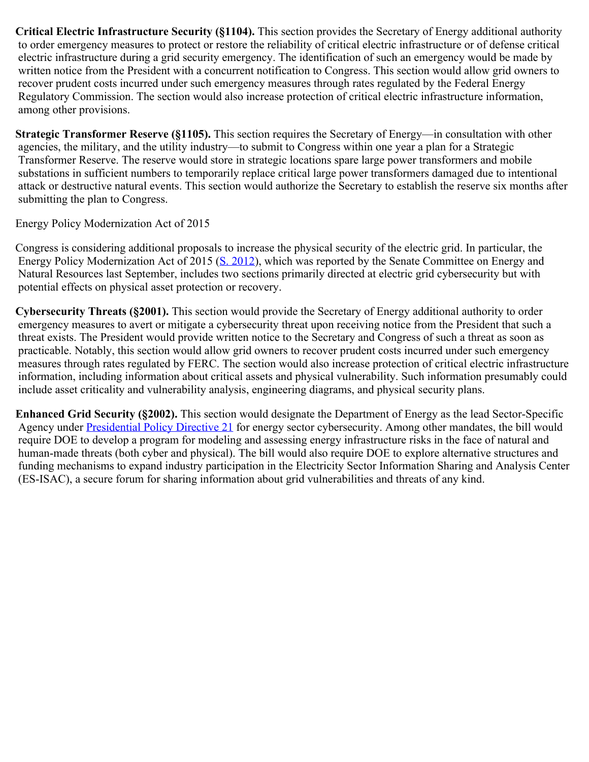**Critical Electric Infrastructure Security (§1104).** This section provides the Secretary of Energy additional authority to order emergency measures to protect or restore the reliability of critical electric infrastructure or of defense critical electric infrastructure during a grid security emergency. The identification of such an emergency would be made by written notice from the President with a concurrent notification to Congress. This section would allow grid owners to recover prudent costs incurred under such emergency measures through rates regulated by the Federal Energy Regulatory Commission. The section would also increase protection of critical electric infrastructure information, among other provisions.

**Strategic Transformer Reserve (§1105).** This section requires the Secretary of Energy—in consultation with other agencies, the military, and the utility industry—to submit to Congress within one year a plan for a Strategic Transformer Reserve. The reserve would store in strategic locations spare large power transformers and mobile substations in sufficient numbers to temporarily replace critical large power transformers damaged due to intentional attack or destructive natural events. This section would authorize the Secretary to establish the reserve six months after submitting the plan to Congress.

Energy Policy Modernization Act of 2015

Congress is considering additional proposals to increase the physical security of the electric grid. In particular, the Energy Policy Modernization Act of 2015 (S. 2012), which was reported by the Senate Committee on Energy and Natural Resources last September, includes two sections primarily directed at electric grid cybersecurity but with potential effects on physical asset protection or recovery.

**Cybersecurity Threats (§2001).** This section would provide the Secretary of Energy additional authority to order emergency measures to avert or mitigate a cybersecurity threat upon receiving notice from the President that such a threat exists. The President would provide written notice to the Secretary and Congress of such a threat as soon as practicable. Notably, this section would allow grid owners to recover prudent costs incurred under such emergency measures through rates regulated by FERC. The section would also increase protection of critical electric infrastructure information, including information about critical assets and physical vulnerability. Such information presumably could include asset criticality and vulnerability analysis, engineering diagrams, and physical security plans.

**Enhanced Grid Security (§2002).** This section would designate the Department of Energy as the lead Sector-Specific Agency under Presidential Policy Directive 21 for energy sector cybersecurity. Among other mandates, the bill would require DOE to develop a program for modeling and assessing energy infrastructure risks in the face of natural and human-made threats (both cyber and physical). The bill would also require DOE to explore alternative structures and funding mechanisms to expand industry participation in the Electricity Sector Information Sharing and Analysis Center (ES-ISAC), a secure forum for sharing information about grid vulnerabilities and threats of any kind.